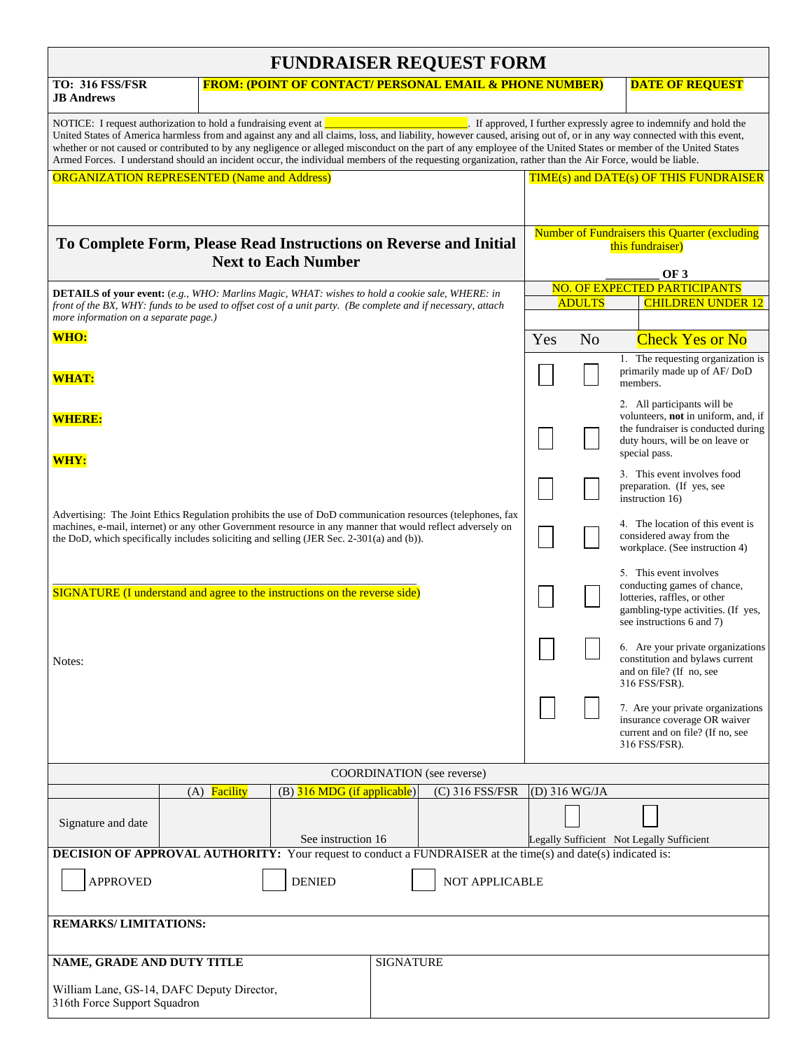# FUNDRAISER REQUEST FORM

| TO: 316 FSS/FSR JB Andrews | FROM: (POINT OF CONTACT/ PERSONAL EMAIL & PHONE NUMBER) | DATE OF REQUEST |
|---|---|---|
| | | |

NOTICE: I request authorization to hold a fundraising event at \_\_\_\_\_\_\_\_\_\_\_\_\_\_\_\_\_\_\_\_\_\_\_\_\_\_. If approved, I further expressly agree to indemnify and hold the United States of America harmless from and against any and all claims, loss, and liability, however caused, arising out of, or in any way connected with this event, whether or not caused or contributed to by any negligence or alleged misconduct on the part of any employee of the United States or member of the United States Armed Forces. I understand should an incident occur, the individual members of the requesting organization, rather than the Air Force, would be liable.

| ORGANIZATION REPRESENTED (Name and Address) | TIME(s) and DATE(s) OF THIS FUNDRAISER |
|---|---|
| | |

**To Complete Form, Please Read Instructions on Reverse and Initial Next to Each Number**

Number of Fundraisers this Quarter (excluding this fundraiser)

\_\_\_\_\_\_\_\_\_ OF 3

| NO. OF EXPECTED PARTICIPANTS | |
|---|---|
| ADULTS | CHILDREN UNDER 12 |
| | |

**DETAILS of your event:** (*e.g., WHO: Marlins Magic, WHAT: wishes to hold a cookie sale, WHERE: in front of the BX, WHY: funds to be used to offset cost of a unit party. (Be complete and if necessary, attach more information on a separate page.)*

**WHO:**

**WHAT:**

**WHERE:**

**WHY:**

Advertising: The Joint Ethics Regulation prohibits the use of DoD communication resources (telephones, fax machines, e-mail, internet) or any other Government resource in any manner that would reflect adversely on the DoD, which specifically includes soliciting and selling (JER Sec. 2-301(a) and (b)).

\_\_\_\_\_\_\_\_\_\_\_\_\_\_\_\_\_\_\_\_\_\_\_\_\_\_\_\_\_\_\_\_\_\_\_\_\_\_\_\_\_\_\_\_\_\_\_\_\_\_\_\_\_\_

SIGNATURE (I understand and agree to the instructions on the reverse side)

Notes:

| Yes | No | Check Yes or No |
|---|---|---|
| ☐ | ☐ | 1. The requesting organization is primarily made up of AF/ DoD members. |
| ☐ | ☐ | 2. All participants will be volunteers, **not** in uniform, and, if the fundraiser is conducted during duty hours, will be on leave or special pass. |
| ☐ | ☐ | 3. This event involves food preparation. (If yes, see instruction 16) |
| ☐ | ☐ | 4. The location of this event is considered away from the workplace. (See instruction 4) |
| ☐ | ☐ | 5. This event involves conducting games of chance, lotteries, raffles, or other gambling-type activities. (If yes, see instructions 6 and 7) |
| ☐ | ☐ | 6. Are your private organizations constitution and bylaws current and on file? (If no, see 316 FSS/FSR). |
| ☐ | ☐ | 7. Are your private organizations insurance coverage OR waiver current and on file? (If no, see 316 FSS/FSR). |

COORDINATION (see reverse)

| | (A) Facility | (B) 316 MDG (if applicable) | (C) 316 FSS/FSR | (D) 316 WG/JA |
|---|---|---|---|---|
| Signature and date | | See instruction 16 | | ☐ Legally Sufficient ☐ Not Legally Sufficient |

**DECISION OF APPROVAL AUTHORITY:** Your request to conduct a FUNDRAISER at the time(s) and date(s) indicated is:

☐ APPROVED ☐ DENIED ☐ NOT APPLICABLE

**REMARKS/ LIMITATIONS:**

| NAME, GRADE AND DUTY TITLE | SIGNATURE |
|---|---|
| William Lane, GS-14, DAFC Deputy Director, 316th Force Support Squadron | |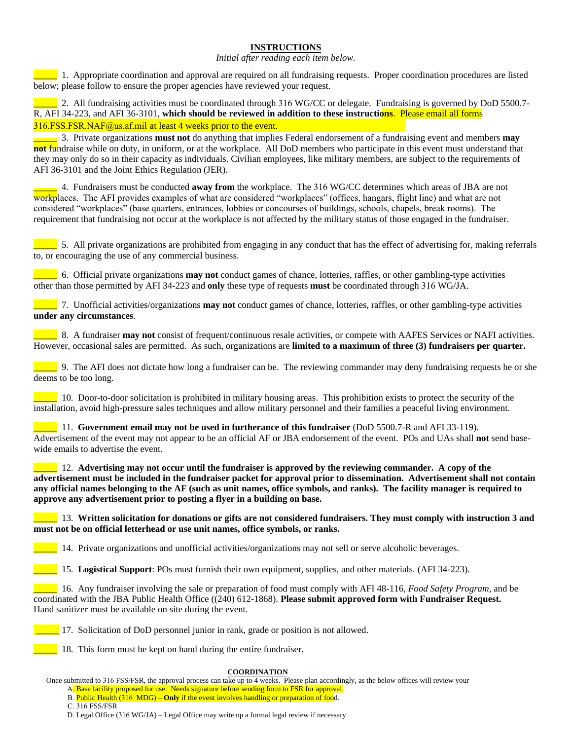## INSTRUCTIONS

*Initial after reading each item below.*

_____ 1. Appropriate coordination and approval are required on all fundraising requests. Proper coordination procedures are listed below; please follow to ensure the proper agencies have reviewed your request.

_____ 2. All fundraising activities must be coordinated through 316 WG/CC or delegate. Fundraising is governed by DoD 5500.7-R, AFI 34-223, and AFI 36-3101, **which should be reviewed in addition to these instructions**. Please email all forms 316.FSS.FSR.NAF@us.af.mil at least 4 weeks prior to the event.

_____ 3. Private organizations **must not** do anything that implies Federal endorsement of a fundraising event and members **may not** fundraise while on duty, in uniform, or at the workplace. All DoD members who participate in this event must understand that they may only do so in their capacity as individuals. Civilian employees, like military members, are subject to the requirements of AFI 36-3101 and the Joint Ethics Regulation (JER).

_____ 4. Fundraisers must be conducted **away from** the workplace. The 316 WG/CC determines which areas of JBA are not workplaces. The AFI provides examples of what are considered "workplaces" (offices, hangars, flight line) and what are not considered "workplaces" (base quarters, entrances, lobbies or concourses of buildings, schools, chapels, break rooms). The requirement that fundraising not occur at the workplace is not affected by the military status of those engaged in the fundraiser.

_____ 5. All private organizations are prohibited from engaging in any conduct that has the effect of advertising for, making referrals to, or encouraging the use of any commercial business.

_____ 6. Official private organizations **may not** conduct games of chance, lotteries, raffles, or other gambling-type activities other than those permitted by AFI 34-223 and **only** these type of requests **must** be coordinated through 316 WG/JA.

_____ 7. Unofficial activities/organizations **may not** conduct games of chance, lotteries, raffles, or other gambling-type activities **under any circumstances**.

_____ 8. A fundraiser **may not** consist of frequent/continuous resale activities, or compete with AAFES Services or NAFI activities. However, occasional sales are permitted. As such, organizations are **limited to a maximum of three (3) fundraisers per quarter.**

_____ 9. The AFI does not dictate how long a fundraiser can be. The reviewing commander may deny fundraising requests he or she deems to be too long.

_____ 10. Door-to-door solicitation is prohibited in military housing areas. This prohibition exists to protect the security of the installation, avoid high-pressure sales techniques and allow military personnel and their families a peaceful living environment.

_____ 11. **Government email may not be used in furtherance of this fundraiser** (DoD 5500.7-R and AFI 33-119). Advertisement of the event may not appear to be an official AF or JBA endorsement of the event. POs and UAs shall **not** send base-wide emails to advertise the event.

_____ 12. **Advertising may not occur until the fundraiser is approved by the reviewing commander. A copy of the advertisement must be included in the fundraiser packet for approval prior to dissemination. Advertisement shall not contain any official names belonging to the AF (such as unit names, office symbols, and ranks). The facility manager is required to approve any advertisement prior to posting a flyer in a building on base.**

_____ 13. **Written solicitation for donations or gifts are not considered fundraisers. They must comply with instruction 3 and must not be on official letterhead or use unit names, office symbols, or ranks.**

_____ 14. Private organizations and unofficial activities/organizations may not sell or serve alcoholic beverages.

_____ 15. **Logistical Support**: POs must furnish their own equipment, supplies, and other materials. (AFI 34-223).

_____ 16. Any fundraiser involving the sale or preparation of food must comply with AFI 48-116, *Food Safety Program*, and be coordinated with the JBA Public Health Office ((240) 612-1868). **Please submit approved form with Fundraiser Request.** Hand sanitizer must be available on site during the event.

_____ 17. Solicitation of DoD personnel junior in rank, grade or position is not allowed.

_____ 18. This form must be kept on hand during the entire fundraiser.

### COORDINATION

Once submitted to 316 FSS/FSR, the approval process can take up to 4 weeks. Please plan accordingly, as the below offices will review your

A. Base facility proposed for use. Needs signature before sending form to FSR for approval.
B. Public Health (316 MDG) – **Only** if the event involves handling or preparation of food.
C. 316 FSS/FSR
D. Legal Office (316 WG/JA) – Legal Office may write up a formal legal review if necessary